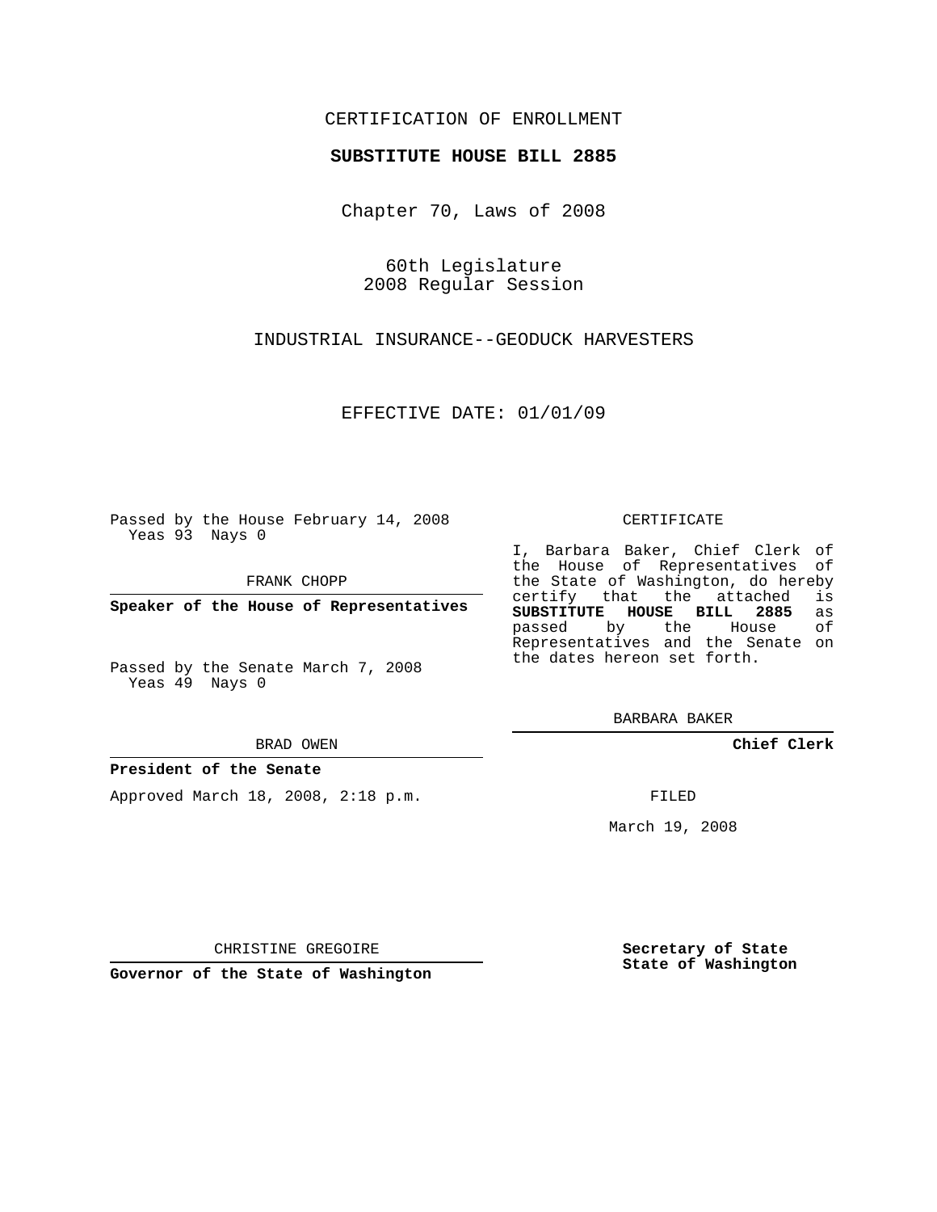CERTIFICATION OF ENROLLMENT

**SUBSTITUTE HOUSE BILL 2885**

Chapter 70, Laws of 2008

60th Legislature
2008 Regular Session

INDUSTRIAL INSURANCE--GEODUCK HARVESTERS

EFFECTIVE DATE: 01/01/09

Passed by the House February 14, 2008
Yeas 93 Nays 0

FRANK CHOPP

**Speaker of the House of Representatives**

Passed by the Senate March 7, 2008
Yeas 49 Nays 0

BRAD OWEN

**President of the Senate**

Approved March 18, 2008, 2:18 p.m.

CHRISTINE GREGOIRE

**Governor of the State of Washington**

CERTIFICATE

I, Barbara Baker, Chief Clerk of the House of Representatives of the State of Washington, do hereby certify that the attached is **SUBSTITUTE HOUSE BILL 2885** as passed by the House of Representatives and the Senate on the dates hereon set forth.

BARBARA BAKER

**Chief Clerk**

FILED

March 19, 2008

**Secretary of State**
**State of Washington**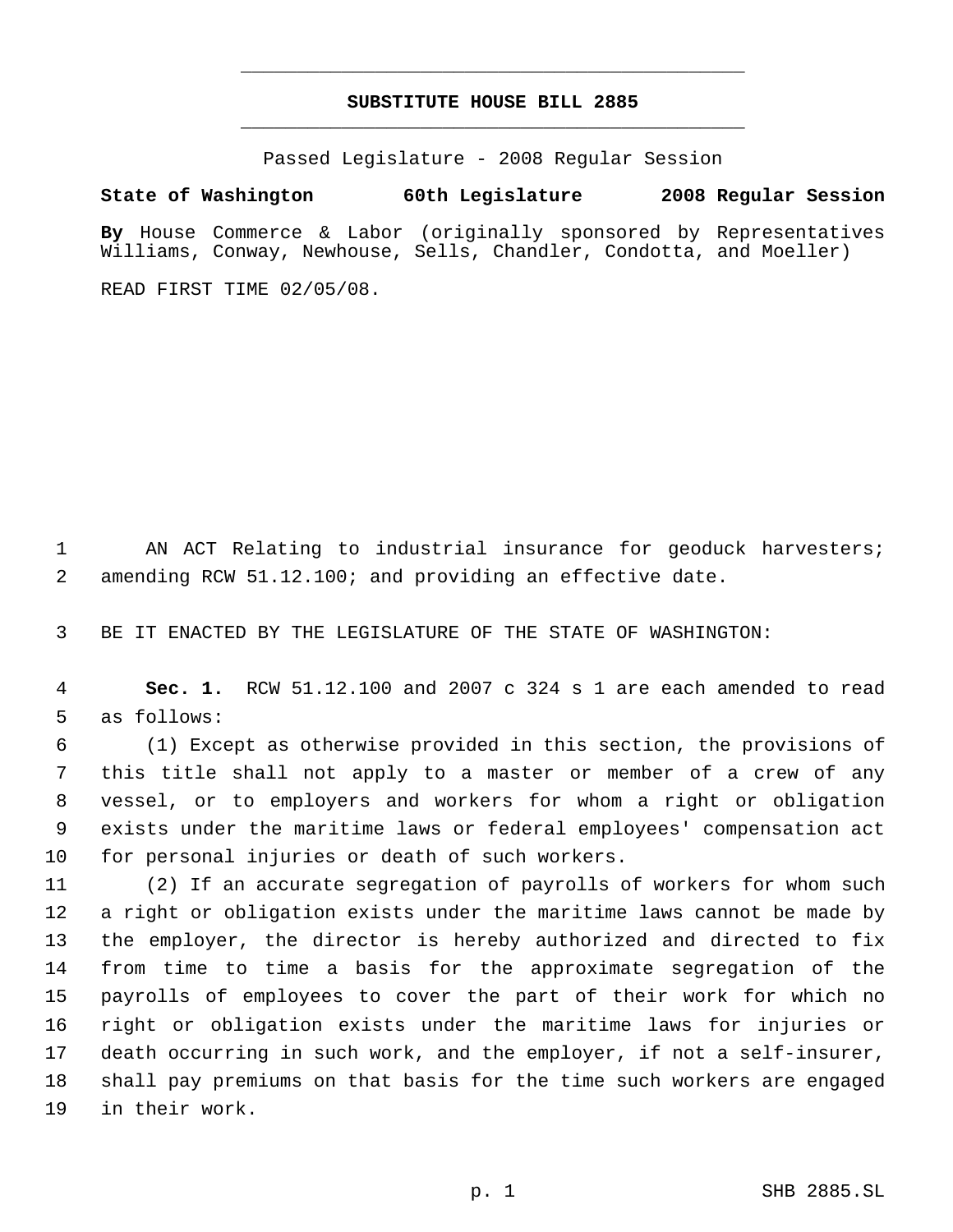# SUBSTITUTE HOUSE BILL 2885

Passed Legislature - 2008 Regular Session

**State of Washington 60th Legislature 2008 Regular Session**

**By** House Commerce & Labor (originally sponsored by Representatives Williams, Conway, Newhouse, Sells, Chandler, Condotta, and Moeller)

READ FIRST TIME 02/05/08.

AN ACT Relating to industrial insurance for geoduck harvesters; amending RCW 51.12.100; and providing an effective date.

BE IT ENACTED BY THE LEGISLATURE OF THE STATE OF WASHINGTON:

**Sec. 1.** RCW 51.12.100 and 2007 c 324 s 1 are each amended to read as follows:

(1) Except as otherwise provided in this section, the provisions of this title shall not apply to a master or member of a crew of any vessel, or to employers and workers for whom a right or obligation exists under the maritime laws or federal employees' compensation act for personal injuries or death of such workers.

(2) If an accurate segregation of payrolls of workers for whom such a right or obligation exists under the maritime laws cannot be made by the employer, the director is hereby authorized and directed to fix from time to time a basis for the approximate segregation of the payrolls of employees to cover the part of their work for which no right or obligation exists under the maritime laws for injuries or death occurring in such work, and the employer, if not a self-insurer, shall pay premiums on that basis for the time such workers are engaged in their work.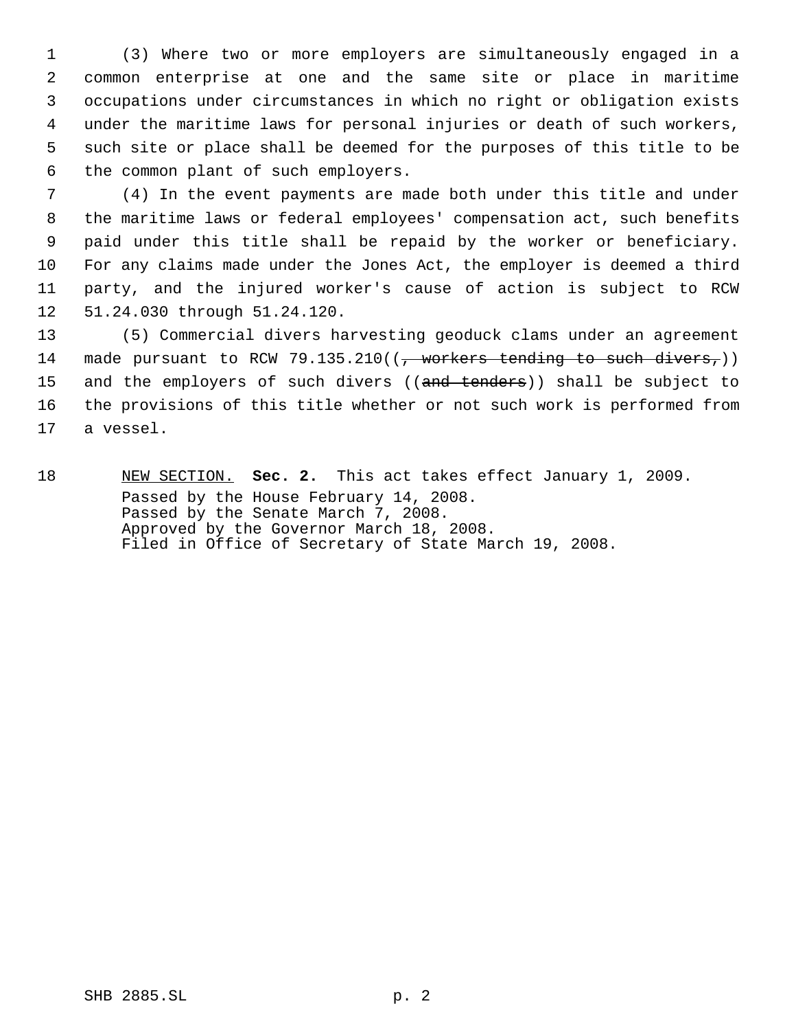(3) Where two or more employers are simultaneously engaged in a common enterprise at one and the same site or place in maritime occupations under circumstances in which no right or obligation exists under the maritime laws for personal injuries or death of such workers, such site or place shall be deemed for the purposes of this title to be the common plant of such employers.

(4) In the event payments are made both under this title and under the maritime laws or federal employees' compensation act, such benefits paid under this title shall be repaid by the worker or beneficiary. For any claims made under the Jones Act, the employer is deemed a third party, and the injured worker's cause of action is subject to RCW 51.24.030 through 51.24.120.

(5) Commercial divers harvesting geoduck clams under an agreement made pursuant to RCW 79.135.210((~~, workers tending to such divers,~~)) and the employers of such divers ((~~and tenders~~)) shall be subject to the provisions of this title whether or not such work is performed from a vessel.

NEW SECTION. **Sec. 2.** This act takes effect January 1, 2009.

Passed by the House February 14, 2008.
Passed by the Senate March 7, 2008.
Approved by the Governor March 18, 2008.
Filed in Office of Secretary of State March 19, 2008.